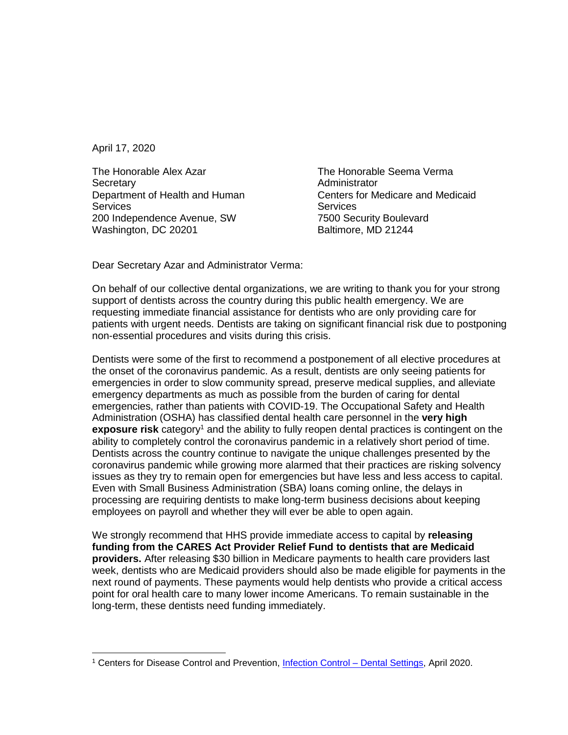April 17, 2020

The Honorable Alex Azar
Secretary
Department of Health and Human Services
200 Independence Avenue, SW
Washington, DC 20201

The Honorable Seema Verma
Administrator
Centers for Medicare and Medicaid Services
7500 Security Boulevard
Baltimore, MD 21244

Dear Secretary Azar and Administrator Verma:

On behalf of our collective dental organizations, we are writing to thank you for your strong support of dentists across the country during this public health emergency. We are requesting immediate financial assistance for dentists who are only providing care for patients with urgent needs. Dentists are taking on significant financial risk due to postponing non-essential procedures and visits during this crisis.

Dentists were some of the first to recommend a postponement of all elective procedures at the onset of the coronavirus pandemic. As a result, dentists are only seeing patients for emergencies in order to slow community spread, preserve medical supplies, and alleviate emergency departments as much as possible from the burden of caring for dental emergencies, rather than patients with COVID-19. The Occupational Safety and Health Administration (OSHA) has classified dental health care personnel in the **very high exposure risk** category[1] and the ability to fully reopen dental practices is contingent on the ability to completely control the coronavirus pandemic in a relatively short period of time. Dentists across the country continue to navigate the unique challenges presented by the coronavirus pandemic while growing more alarmed that their practices are risking solvency issues as they try to remain open for emergencies but have less and less access to capital. Even with Small Business Administration (SBA) loans coming online, the delays in processing are requiring dentists to make long-term business decisions about keeping employees on payroll and whether they will ever be able to open again.

We strongly recommend that HHS provide immediate access to capital by **releasing funding from the CARES Act Provider Relief Fund to dentists that are Medicaid providers.** After releasing $30 billion in Medicare payments to health care providers last week, dentists who are Medicaid providers should also be made eligible for payments in the next round of payments. These payments would help dentists who provide a critical access point for oral health care to many lower income Americans. To remain sustainable in the long-term, these dentists need funding immediately.

---

[1] Centers for Disease Control and Prevention, Infection Control – Dental Settings, April 2020.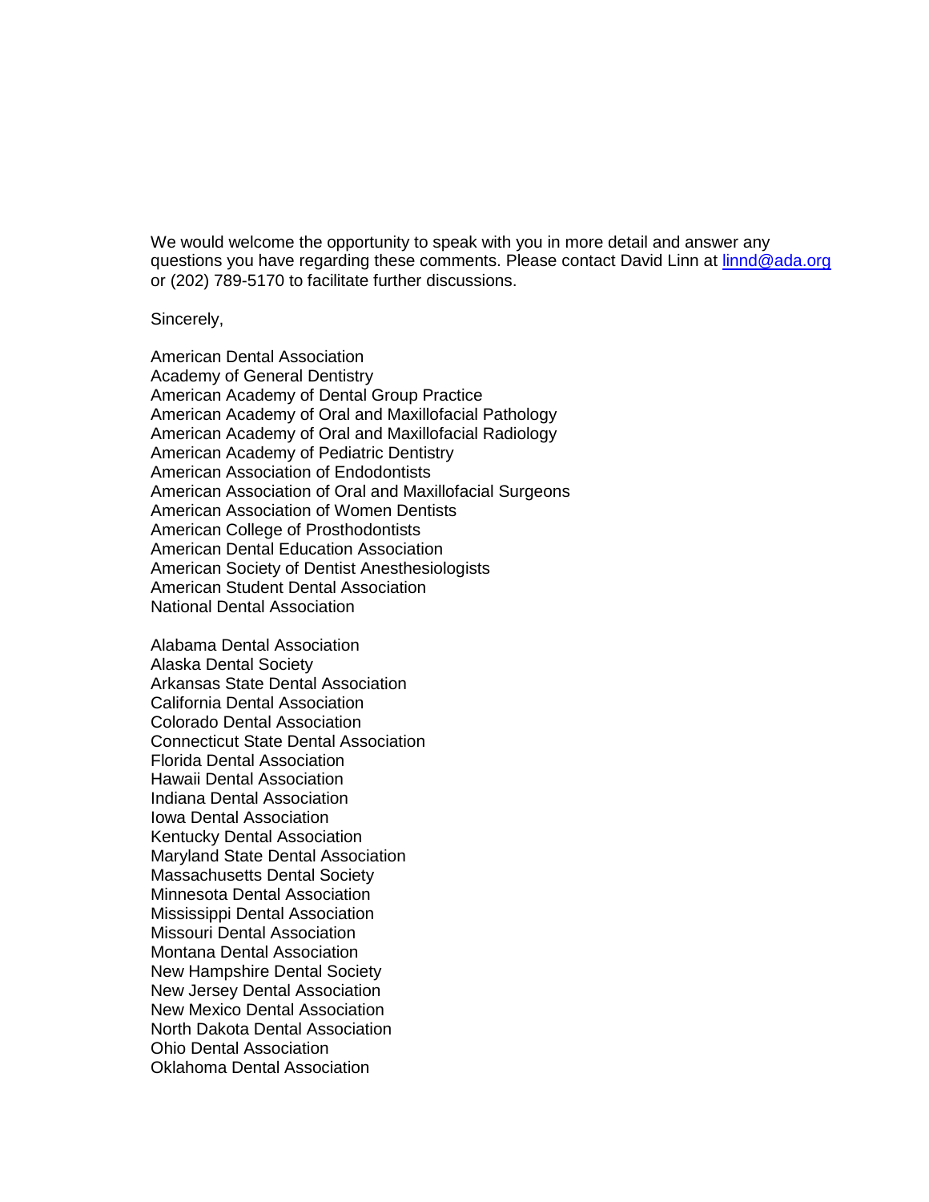We would welcome the opportunity to speak with you in more detail and answer any questions you have regarding these comments. Please contact David Linn at [linnd@ada.org](mailto:linnd@ada.org) or (202) 789-5170 to facilitate further discussions.

Sincerely,

American Dental Association
Academy of General Dentistry
American Academy of Dental Group Practice
American Academy of Oral and Maxillofacial Pathology
American Academy of Oral and Maxillofacial Radiology
American Academy of Pediatric Dentistry
American Association of Endodontists
American Association of Oral and Maxillofacial Surgeons
American Association of Women Dentists
American College of Prosthodontists
American Dental Education Association
American Society of Dentist Anesthesiologists
American Student Dental Association
National Dental Association

Alabama Dental Association
Alaska Dental Society
Arkansas State Dental Association
California Dental Association
Colorado Dental Association
Connecticut State Dental Association
Florida Dental Association
Hawaii Dental Association
Indiana Dental Association
Iowa Dental Association
Kentucky Dental Association
Maryland State Dental Association
Massachusetts Dental Society
Minnesota Dental Association
Mississippi Dental Association
Missouri Dental Association
Montana Dental Association
New Hampshire Dental Society
New Jersey Dental Association
New Mexico Dental Association
North Dakota Dental Association
Ohio Dental Association
Oklahoma Dental Association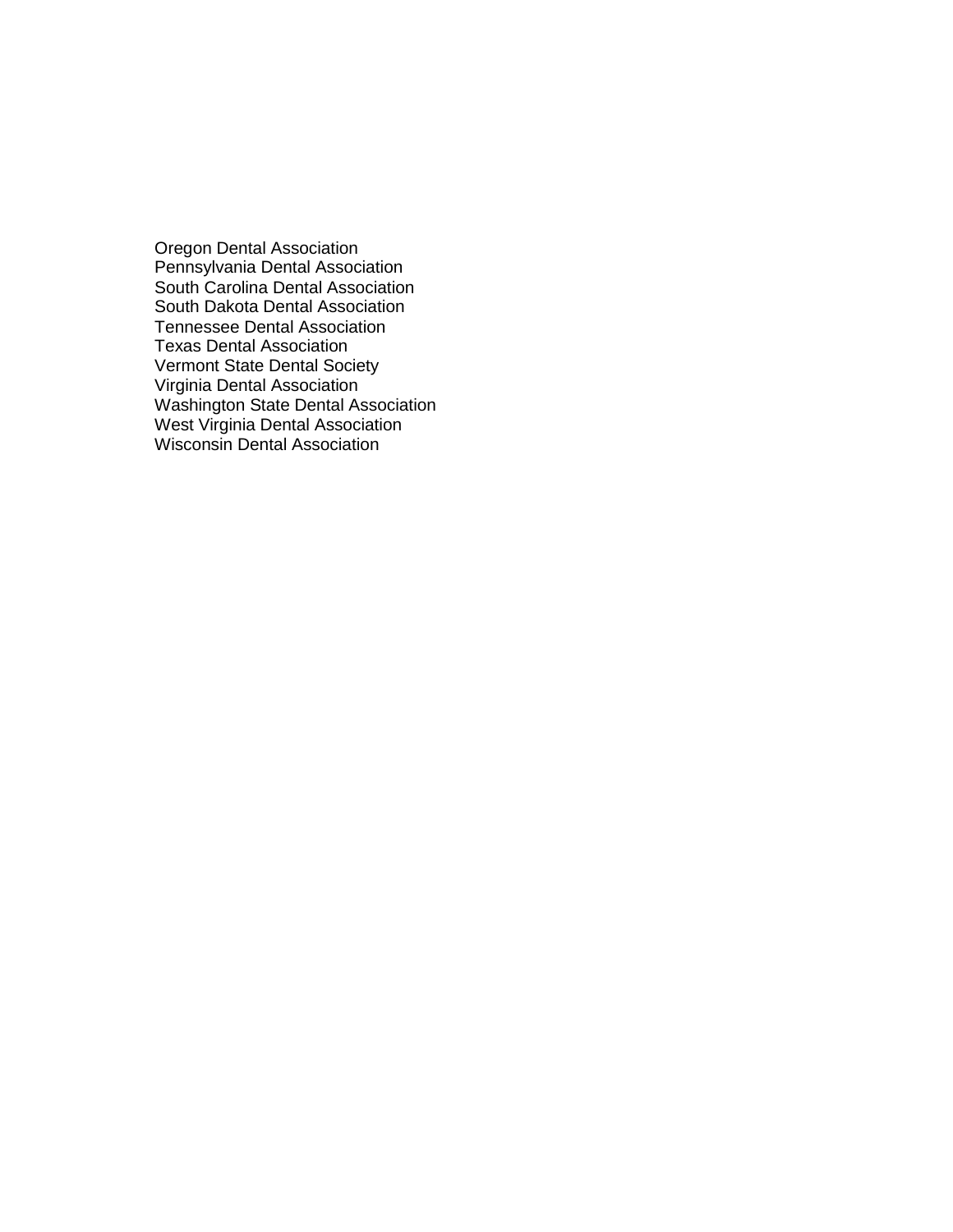Oregon Dental Association
Pennsylvania Dental Association
South Carolina Dental Association
South Dakota Dental Association
Tennessee Dental Association
Texas Dental Association
Vermont State Dental Society
Virginia Dental Association
Washington State Dental Association
West Virginia Dental Association
Wisconsin Dental Association